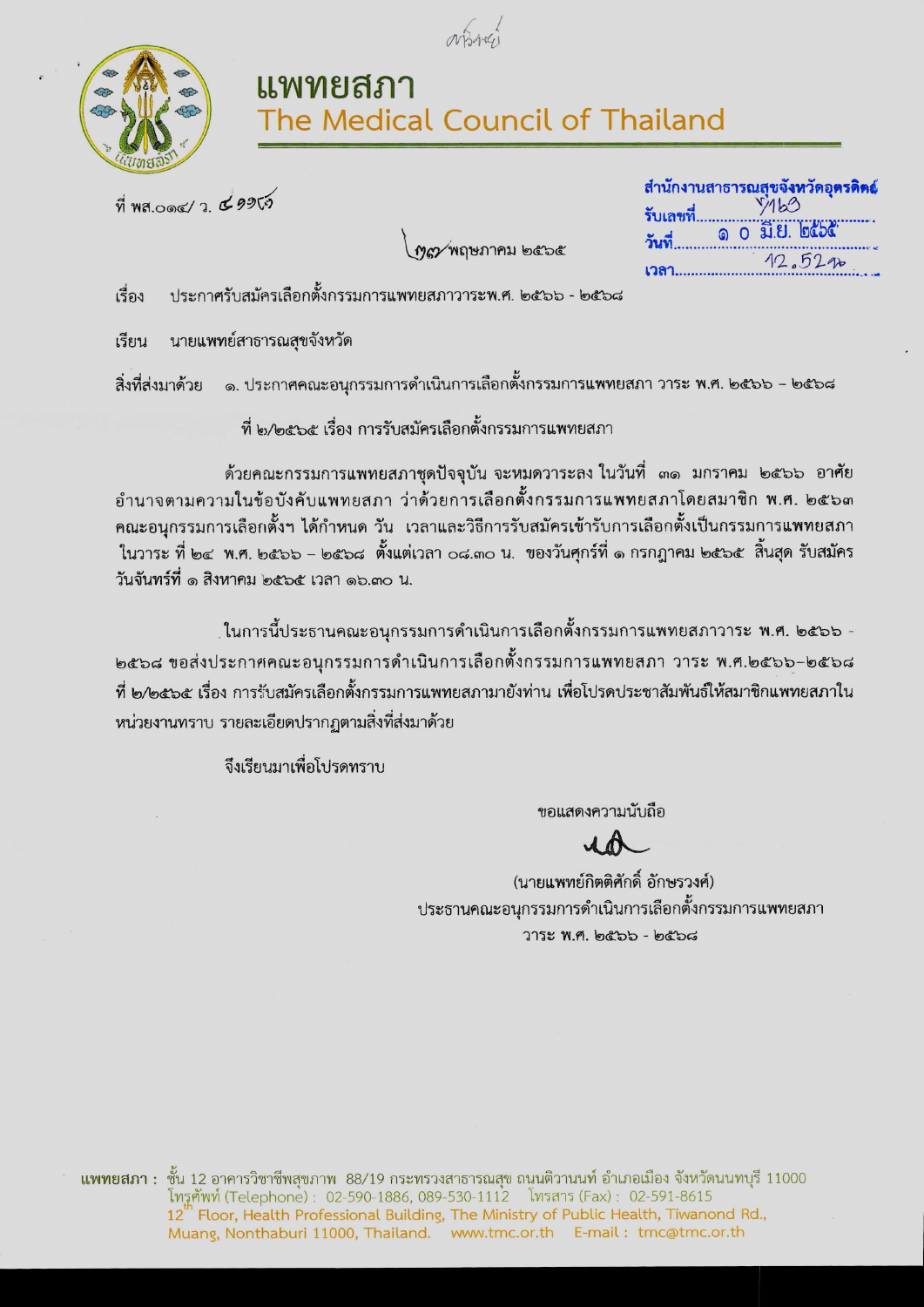# แพทยสภา
## The Medical Council of Thailand

ที่ พส.๐๑๔/ ว. ๔๑๑๔

สำนักงานสาธารณสุขจังหวัดอุตรดิตถ์
รับเลขที่ 5163
วันที่ ๑ ๐ มิ.ย. ๒๕๖๕
เวลา 12.52 น.

๒๗ พฤษภาคม ๒๕๖๕

เรื่อง ประกาศรับสมัครเลือกตั้งกรรมการแพทยสภาวาระพ.ศ. ๒๕๖๖ - ๒๕๖๘

เรียน นายแพทย์สาธารณสุขจังหวัด

สิ่งที่ส่งมาด้วย ๑. ประกาศคณะอนุกรรมการดำเนินการเลือกตั้งกรรมการแพทยสภา วาระ พ.ศ. ๒๕๖๖ – ๒๕๖๘ ที่ ๒/๒๕๖๕ เรื่อง การรับสมัครเลือกตั้งกรรมการแพทยสภา

ด้วยคณะกรรมการแพทยสภาชุดปัจจุบัน จะหมดวาระลง ในวันที่ ๓๑ มกราคม ๒๕๖๖ อาศัยอำนาจตามความในข้อบังคับแพทยสภา ว่าด้วยการเลือกตั้งกรรมการแพทยสภาโดยสมาชิก พ.ศ. ๒๕๖๓ คณะอนุกรรมการเลือกตั้งฯ ได้กำหนด วัน เวลาและวิธีการรับสมัครเข้ารับการเลือกตั้งเป็นกรรมการแพทยสภา ในวาระ ที่ ๒๔ พ.ศ. ๒๕๖๖ – ๒๕๖๘ ตั้งแต่เวลา ๐๘.๓๐ น. ของวันศุกร์ที่ ๑ กรกฎาคม ๒๕๖๕ สิ้นสุด รับสมัคร วันจันทร์ที่ ๑ สิงหาคม ๒๕๖๕ เวลา ๑๖.๓๐ น.

ในการนี้ประธานคณะอนุกรรมการดำเนินการเลือกตั้งกรรมการแพทยสภาวาระ พ.ศ. ๒๕๖๖ - ๒๕๖๘ ขอส่งประกาศคณะอนุกรรมการดำเนินการเลือกตั้งกรรมการแพทยสภา วาระ พ.ศ.๒๕๖๖–๒๕๖๘ ที่ ๒/๒๕๖๕ เรื่อง การรับสมัครเลือกตั้งกรรมการแพทยสภามายังท่าน เพื่อโปรดประชาสัมพันธ์ให้สมาชิกแพทยสภาในหน่วยงานทราบ รายละเอียดปรากฏตามสิ่งที่ส่งมาด้วย

จึงเรียนมาเพื่อโปรดทราบ

ขอแสดงความนับถือ

(นายแพทย์กิตติศักดิ์ อักษรวงศ์)
ประธานคณะอนุกรรมการดำเนินการเลือกตั้งกรรมการแพทยสภา
วาระ พ.ศ. ๒๕๖๖ - ๒๕๖๘

แพทยสภา : ชั้น 12 อาคารวิชาชีพสุขภาพ 88/19 กระทรวงสาธารณสุข ถนนติวานนท์ อำเภอเมือง จังหวัดนนทบุรี 11000
โทรศัพท์ (Telephone) : 02-590-1886, 089-530-1112 โทรสาร (Fax) : 02-591-8615
12th Floor, Health Professional Building, The Ministry of Public Health, Tiwanond Rd., Muang, Nonthaburi 11000, Thailand. www.tmc.or.th E-mail : tmc@tmc.or.th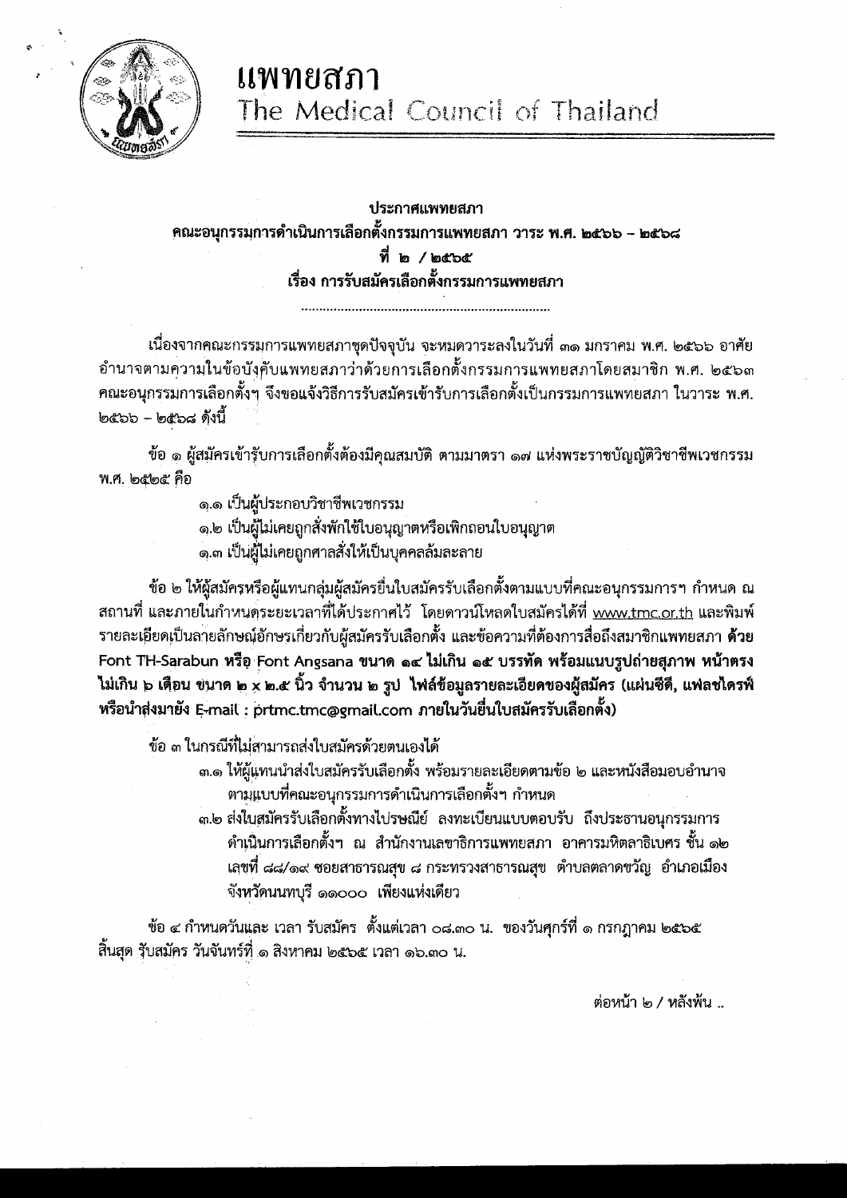# แพทยสภา
## The Medical Council of Thailand

**ประกาศแพทยสภา**
**คณะอนุกรรมการดำเนินการเลือกตั้งกรรมการแพทยสภา วาระ พ.ศ. ๒๕๖๖ – ๒๕๖๘**
**ที่ ๒ / ๒๕๖๕**
**เรื่อง การรับสมัครเลือกตั้งกรรมการแพทยสภา**

........................................................................

เนื่องจากคณะกรรมการแพทยสภาชุดปัจจุบัน จะหมดวาระลงในวันที่ ๓๑ มกราคม พ.ศ. ๒๕๖๖ อาศัยอำนาจตามความในข้อบังคับแพทยสภาว่าด้วยการเลือกตั้งกรรมการแพทยสภาโดยสมาชิก พ.ศ. ๒๕๖๓ คณะอนุกรรมการเลือกตั้งฯ จึงขอแจ้งวิธีการรับสมัครเข้ารับการเลือกตั้งเป็นกรรมการแพทยสภา ในวาระ พ.ศ. ๒๕๖๖ – ๒๕๖๘ ดังนี้

ข้อ ๑ ผู้สมัครเข้ารับการเลือกตั้งต้องมีคุณสมบัติ ตามมาตรา ๑๗ แห่งพระราชบัญญัติวิชาชีพเวชกรรม พ.ศ. ๒๕๒๕ คือ

๑.๑ เป็นผู้ประกอบวิชาชีพเวชกรรม
๑.๒ เป็นผู้ไม่เคยถูกสั่งพักใช้ใบอนุญาตหรือเพิกถอนใบอนุญาต
๑.๓ เป็นผู้ไม่เคยถูกศาลสั่งให้เป็นบุคคลล้มละลาย

ข้อ ๒ ให้ผู้สมัครหรือผู้แทนกลุ่มผู้สมัครยื่นใบสมัครรับเลือกตั้งตามแบบที่คณะอนุกรรมการฯ กำหนด ณ สถานที่ และภายในกำหนดระยะเวลาที่ได้ประกาศไว้ โดยดาวน์โหลดใบสมัครได้ที่ www.tmc.or.th และพิมพ์รายละเอียดเป็นลายลักษณ์อักษรเกี่ยวกับผู้สมัครรับเลือกตั้ง และข้อความที่ต้องการสื่อถึงสมาชิกแพทยสภา **ด้วย Font TH-Sarabun หรือ Font Angsana ขนาด ๑๔ ไม่เกิน ๑๕ บรรทัด พร้อมแนบรูปถ่ายสภาพ หน้าตรง ไม่เกิน ๖ เดือน ขนาด ๒ x ๒.๕ นิ้ว จำนวน ๒ รูป ไฟล์ข้อมูลรายละเอียดของผู้สมัคร (แผ่นซีดี, แฟลชไดรฟ์ หรือนำส่งมายัง E-mail : prtmc.tmc@gmail.com ภายในวันยื่นใบสมัครรับเลือกตั้ง)**

ข้อ ๓ ในกรณีที่ไม่สามารถส่งใบสมัครด้วยตนเองได้

๓.๑ ให้ผู้แทนนำส่งใบสมัครรับเลือกตั้ง พร้อมรายละเอียดตามข้อ ๒ และหนังสือมอบอำนาจตามแบบที่คณะอนุกรรมการดำเนินการเลือกตั้งฯ กำหนด
๓.๒ ส่งใบสมัครรับเลือกตั้งทางไปรษณีย์ ลงทะเบียนแบบตอบรับ ถึงประธานอนุกรรมการดำเนินการเลือกตั้งฯ ณ สำนักงานเลขาธิการแพทยสภา อาคารมหิตลาธิเบศร ชั้น ๑๒ เลขที่ ๘๘/๑๙ ซอยสาธารณสุข ๘ กระทรวงสาธารณสุข ตำบลตลาดขวัญ อำเภอเมือง จังหวัดนนทบุรี ๑๑๐๐๐ เพียงแห่งเดียว

ข้อ ๔ กำหนดวันและ เวลา รับสมัคร ตั้งแต่เวลา ๐๘.๓๐ น. ของวันศุกร์ที่ ๑ กรกฎาคม ๒๕๖๕ สิ้นสุด รับสมัคร วันจันทร์ที่ ๑ สิงหาคม ๒๕๖๕ เวลา ๑๖.๓๐ น.

ต่อหน้า ๒ / หลังพ้น ..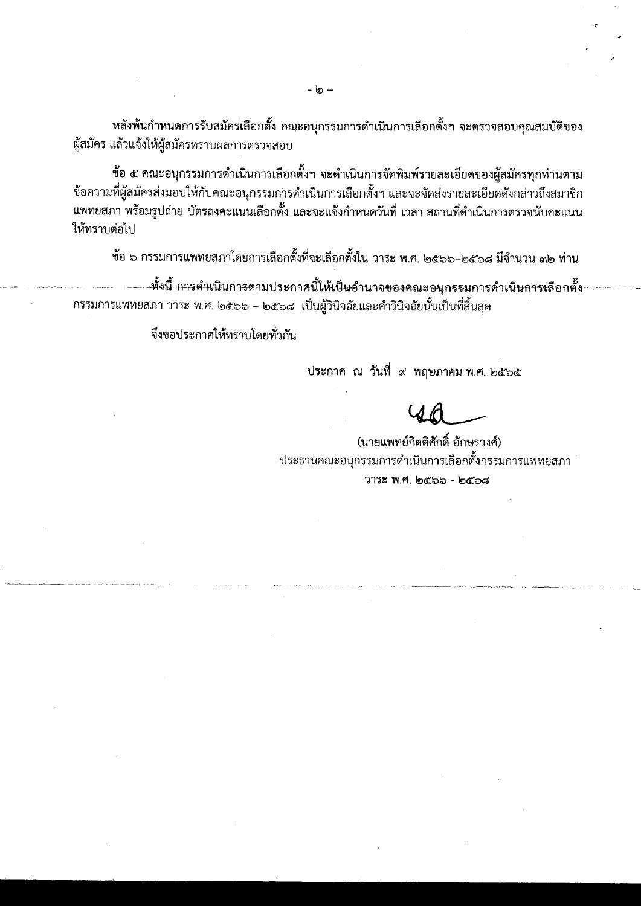**หลังพ้นกำหนดการรับสมัครเลือกตั้ง คณะอนุกรรมการดำเนินการเลือกตั้งฯ จะตรวจสอบคุณสมบัติของ**ผู้สมัคร แล้วแจ้งให้ผู้สมัครทราบผลการตรวจสอบ

ข้อ ๕ คณะอนุกรรมการดำเนินการเลือกตั้งฯ จะดำเนินการจัดพิมพ์รายละเอียดของผู้สมัครทุกท่านตามข้อความที่ผู้สมัครส่งมอบให้กับคณะอนุกรรมการดำเนินการเลือกตั้งฯ และจะจัดส่งรายละเอียดดังกล่าวถึงสมาชิกแพทยสภา พร้อมรูปถ่าย บัตรลงคะแนนเลือกตั้ง และจะแจ้งกำหนดวันที่ เวลา สถานที่ดำเนินการตรวจนับคะแนนให้ทราบต่อไป

ข้อ ๖ กรรมการแพทยสภาโดยการเลือกตั้งที่จะเลือกตั้งใน วาระ พ.ศ. ๒๕๖๖-๒๕๖๘ มีจำนวน ๓๒ ท่าน

ทั้งนี้ การดำเนินการตามประกาศนี้ให้เป็นอำนาจของคณะอนุกรรมการดำเนินการเลือกตั้งกรรมการแพทยสภา วาระ พ.ศ. ๒๕๖๖ – ๒๕๖๘ เป็นผู้วินิจฉัยและคำวินิจฉัยนั้นเป็นที่สิ้นสุด

จึงขอประกาศให้ทราบโดยทั่วกัน

ประกาศ ณ วันที่ ๙ พฤษภาคม พ.ศ. ๒๕๖๕

(นายแพทย์กิตติศักดิ์ อักษรวงศ์)
ประธานคณะอนุกรรมการดำเนินการเลือกตั้งกรรมการแพทยสภา
วาระ พ.ศ. ๒๕๖๖ - ๒๕๖๘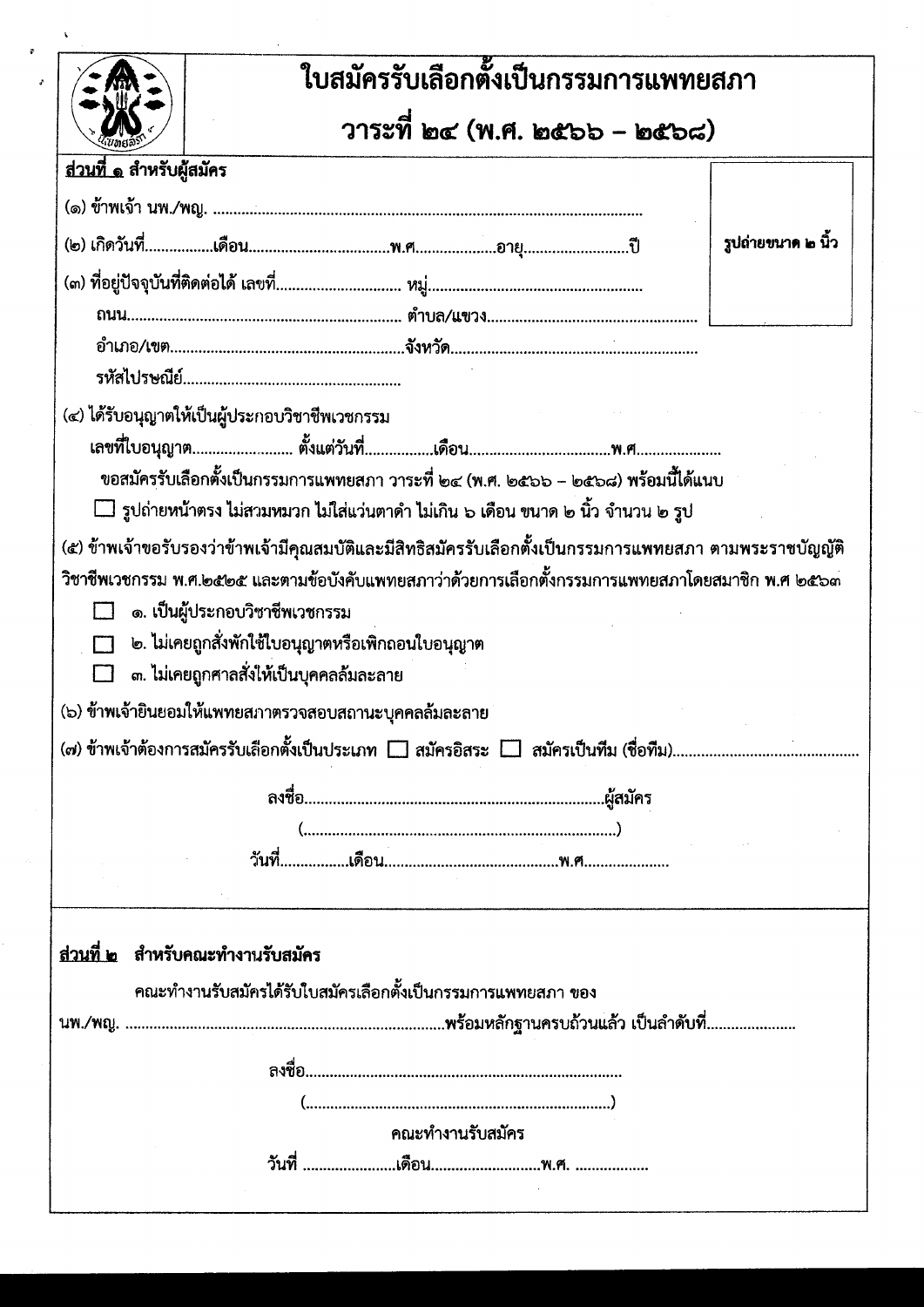# ใบสมัครรับเลือกตั้งเป็นกรรมการแพทยสภา

## วาระที่ ๒๔ (พ.ศ. ๒๕๖๖ – ๒๕๖๘)

**ส่วนที่ ๑ สำหรับผู้สมัคร**

รูปถ่ายขนาด ๒ นิ้ว

(๑) ข้าพเจ้า นพ./พญ. ..............................................................................................

(๒) เกิดวันที่................เดือน..................................พ.ศ...................อายุ.........................ปี

(๓) ที่อยู่ปัจจุบันที่ติดต่อได้ เลขที่.............................. หมู่..................................................

ถนน.................................................................. ตำบล/แขวง...................................................

อำเภอ/เขต.........................................................จังหวัด...........................................................

รหัสไปรษณีย์.....................................................

(๔) ได้รับอนุญาตให้เป็นผู้ประกอบวิชาชีพเวชกรรม

เลขที่ใบอนุญาต........................ ตั้งแต่วันที่................เดือน..................................พ.ศ.....................

ขอสมัครรับเลือกตั้งเป็นกรรมการแพทยสภา วาระที่ ๒๔ (พ.ศ. ๒๕๖๖ – ๒๕๖๘) พร้อมนี้ได้แนบ

☐ รูปถ่ายหน้าตรง ไม่สวมหมวก ไม่ใส่แว่นตาดำ ไม่เกิน ๖ เดือน ขนาด ๒ นิ้ว จำนวน ๒ รูป

(๕) ข้าพเจ้าขอรับรองว่าข้าพเจ้ามีคุณสมบัติและมีสิทธิสมัครรับเลือกตั้งเป็นกรรมการแพทยสภา ตามพระราชบัญญัติวิชาชีพเวชกรรม พ.ศ.๒๕๒๕ และตามข้อบังคับแพทยสภาว่าด้วยการเลือกตั้งกรรมการแพทยสภาโดยสมาชิก พ.ศ ๒๕๖๓

☐ ๑. เป็นผู้ประกอบวิชาชีพเวชกรรม

☐ ๒. ไม่เคยถูกสั่งพักใช้ใบอนุญาตหรือเพิกถอนใบอนุญาต

☐ ๓. ไม่เคยถูกศาลสั่งให้เป็นบุคคลล้มละลาย

(๖) ข้าพเจ้ายินยอมให้แพทยสภาตรวจสอบสถานะบุคคลล้มละลาย

(๗) ข้าพเจ้าต้องการสมัครรับเลือกตั้งเป็นประเภท ☐ สมัครอิสระ ☐ สมัครเป็นทีม (ชื่อทีม)..............................................

ลงชื่อ........................................................................ผู้สมัคร

(..........................................................................)

วันที่................เดือน...........................................พ.ศ.....................

---

**ส่วนที่ ๒ สำหรับคณะทำงานรับสมัคร**

คณะทำงานรับสมัครได้รับใบสมัครเลือกตั้งเป็นกรรมการแพทยสภา ของ

นพ./พญ. ..............................................................................พร้อมหลักฐานครบถ้วนแล้ว เป็นลำดับที่......................

ลงชื่อ..........................................................................

(..........................................................................)

คณะทำงานรับสมัคร

วันที่ ......................เดือน..........................พ.ศ. ..................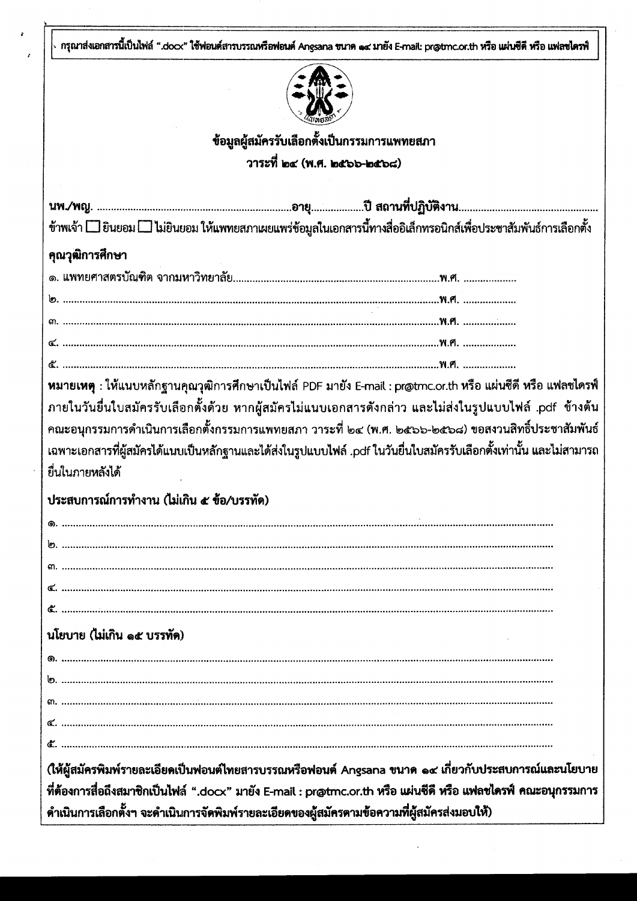กรุณาส่งเอกสารนี้เป็นไฟล์ ".docx" ใช้ฟอนต์สารบรรณหรือฟอนต์ Angsana ขนาด ๑๔ มายัง E-mail: pr@tmc.or.th หรือ แผ่นซีดี หรือ แฟลชไดรฟ์

## ข้อมูลผู้สมัครรับเลือกตั้งเป็นกรรมการแพทยสภา

## วาระที่ ๒๔ (พ.ศ. ๒๕๖๖-๒๕๖๘)

**นพ./พญ.** ................................................................อายุ..................ปี สถานที่ปฏิบัติงาน..................................................

ข้าพเจ้า ☐ ยินยอม ☐ ไม่ยินยอม ให้แพทยสภาเผยแพร่ข้อมูลในเอกสารนี้ทางสื่ออิเล็กทรอนิกส์เพื่อประชาสัมพันธ์การเลือกตั้ง

**คุณวุฒิการศึกษา**

๑. แพทยศาสตรบัณฑิต จากมหาวิทยาลัย..............................................................................พ.ศ. ...................

๒. ..............................................................................................................................พ.ศ. ...................

๓. ..............................................................................................................................พ.ศ. ...................

๔. ..............................................................................................................................พ.ศ. ...................

๕. ..............................................................................................................................พ.ศ. ...................

**หมายเหตุ** : ให้แนบหลักฐานคุณวุฒิการศึกษาเป็นไฟล์ PDF มายัง E-mail : pr@tmc.or.th หรือ แผ่นซีดี หรือ แฟลชไดรฟ์ ภายในวันยื่นใบสมัครรับเลือกตั้งด้วย หากผู้สมัครไม่แนบเอกสารดังกล่าว และไม่ส่งในรูปแบบไฟล์ .pdf ข้างต้น คณะอนุกรรมการดำเนินการเลือกตั้งกรรมการแพทยสภา วาระที่ ๒๔ (พ.ศ. ๒๕๖๖-๒๕๖๘) ขอสงวนสิทธิ์ประชาสัมพันธ์เฉพาะเอกสารที่ผู้สมัครได้แนบเป็นหลักฐานและได้ส่งในรูปแบบไฟล์ .pdf ในวันยื่นใบสมัครรับเลือกตั้งเท่านั้น และไม่สามารถยื่นในภายหลังได้

**ประสบการณ์การทำงาน (ไม่เกิน ๕ ข้อ/บรรทัด)**

๑. ..............................................................................................................................................

๒. ..............................................................................................................................................

๓. ..............................................................................................................................................

๔. ..............................................................................................................................................

๕. ..............................................................................................................................................

**นโยบาย (ไม่เกิน ๑๕ บรรทัด)**

๑. ..............................................................................................................................................

๒. ..............................................................................................................................................

๓. ..............................................................................................................................................

๔. ..............................................................................................................................................

๕. ..............................................................................................................................................

**(ให้ผู้สมัครพิมพ์รายละเอียดเป็นฟอนต์ไทยสารบรรณหรือฟอนต์ Angsana ขนาด ๑๔ เกี่ยวกับประสบการณ์และนโยบายที่ต้องการสื่อถึงสมาชิกเป็นไฟล์ ".docx" มายัง E-mail : pr@tmc.or.th หรือ แผ่นซีดี หรือ แฟลชไดรฟ์ คณะอนุกรรมการดำเนินการเลือกตั้งฯ จะดำเนินการจัดพิมพ์รายละเอียดของผู้สมัครตามข้อความที่ผู้สมัครส่งมอบให้)**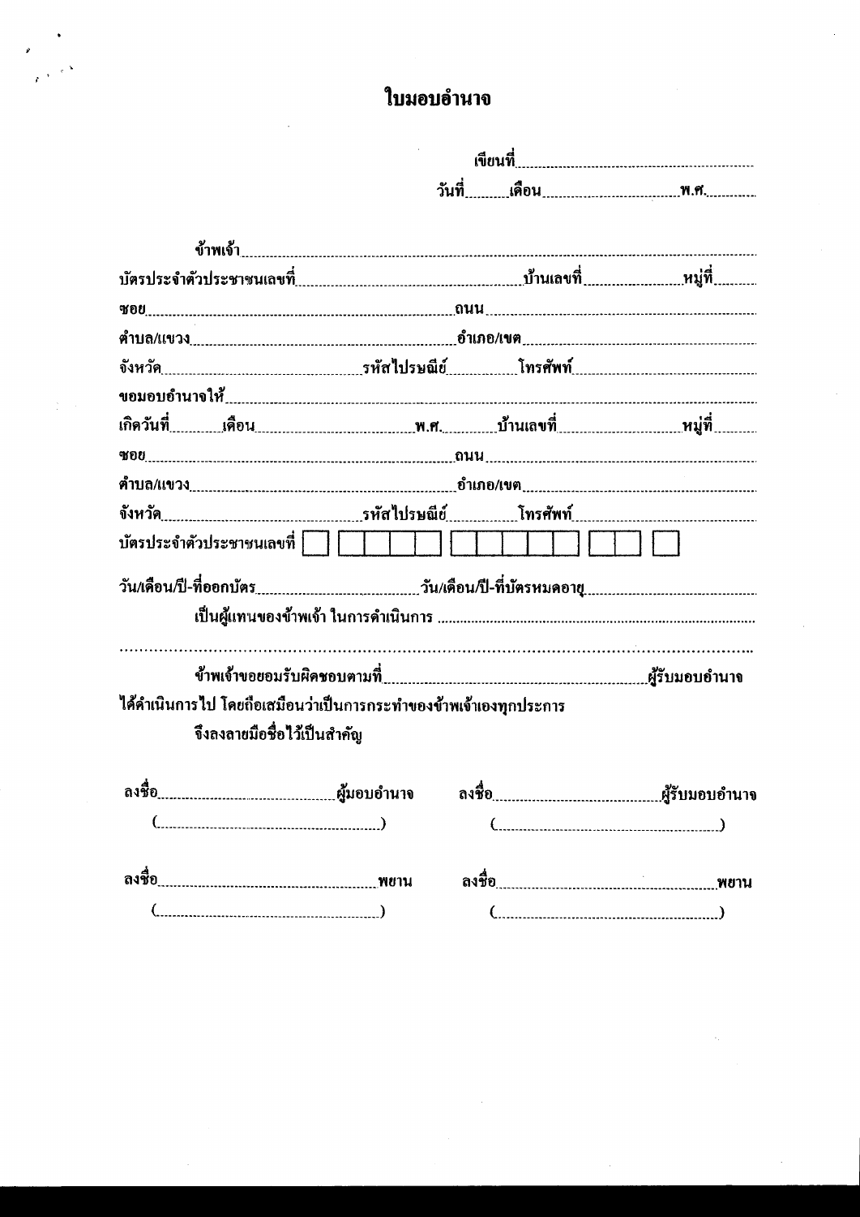# ใบมอบอำนาจ

เขียนที่.................................................................

วันที่..........เดือน..............................พ.ศ.............

ข้าพเจ้า......................................................................................................................................................

บัตรประจำตัวประชาชนเลขที่..................................................บ้านเลขที่........................หมู่ที่..........

ซอย.....................................................................................ถนน......................................................................

ตำบล/แขวง......................................................................อำเภอ/เขต...........................................................

จังหวัด.....................................................รหัสไปรษณีย์...............โทรศัพท์..................................................

ขอมอบอำนาจให้.........................................................................................................................................

เกิดวันที่...........เดือน....................................พ.ศ.............บ้านเลขที่..............................หมู่ที่..........

ซอย.....................................................................................ถนน......................................................................

ตำบล/แขวง......................................................................อำเภอ/เขต...........................................................

จังหวัด.....................................................รหัสไปรษณีย์...............โทรศัพท์..................................................

บัตรประจำตัวประชาชนเลขที่ ☐ ☐☐☐☐ ☐☐☐☐☐ ☐☐ ☐

วัน/เดือน/ปี-ที่ออกบัตร...................................วัน/เดือน/ปี-ที่บัตรหมดอายุ...........................................

เป็นผู้แทนของข้าพเจ้า ในการดำเนินการ .........................................................................................

.......................................................................................................................................................................

ข้าพเจ้าขอยอมรับผิดชอบตามที่..............................................................ผู้รับมอบอำนาจ

ได้ดำเนินการไป โดยถือเสมือนว่าเป็นการกระทำของข้าพเจ้าเองทุกประการ

จึงลงลายมือชื่อไว้เป็นสำคัญ

ลงชื่อ........................................ผู้มอบอำนาจ

(........................................................)

ลงชื่อ........................................ผู้รับมอบอำนาจ

(........................................................)

ลงชื่อ........................................พยาน

(........................................................)

ลงชื่อ........................................พยาน

(........................................................)